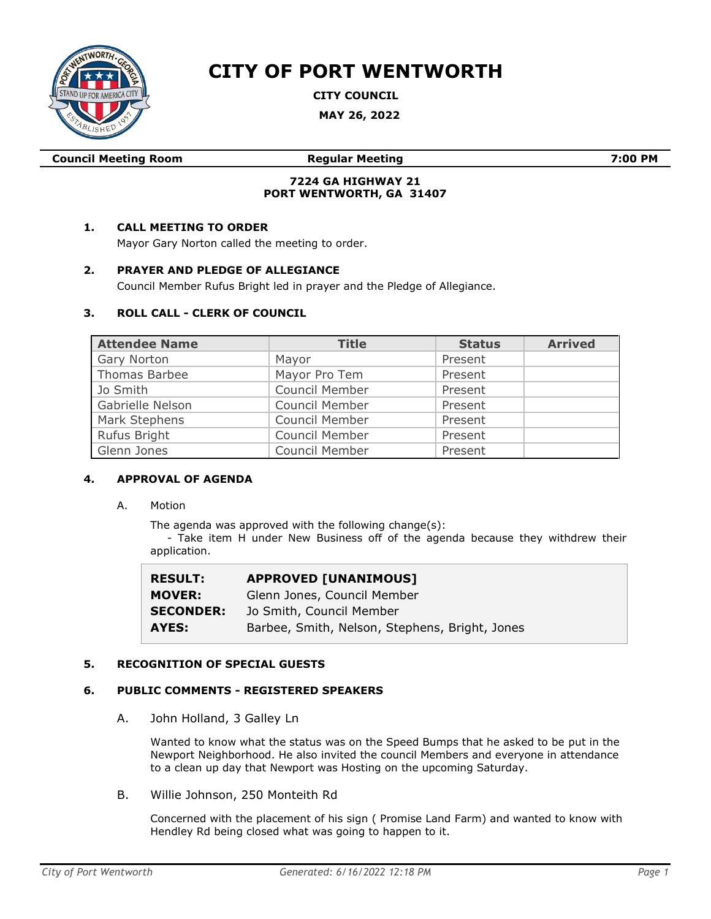# CITY OF PORT WENTWORTH

**CITY COUNCIL**

**MAY 26, 2022**

| **Council Meeting Room** | **Regular Meeting** | **7:00 PM** |
|---|---|---|

**7224 GA HIGHWAY 21**
**PORT WENTWORTH, GA 31407**

## 1. CALL MEETING TO ORDER

Mayor Gary Norton called the meeting to order.

## 2. PRAYER AND PLEDGE OF ALLEGIANCE

Council Member Rufus Bright led in prayer and the Pledge of Allegiance.

## 3. ROLL CALL - CLERK OF COUNCIL

| Attendee Name | Title | Status | Arrived |
|---|---|---|---|
| Gary Norton | Mayor | Present | |
| Thomas Barbee | Mayor Pro Tem | Present | |
| Jo Smith | Council Member | Present | |
| Gabrielle Nelson | Council Member | Present | |
| Mark Stephens | Council Member | Present | |
| Rufus Bright | Council Member | Present | |
| Glenn Jones | Council Member | Present | |

## 4. APPROVAL OF AGENDA

A. Motion

The agenda was approved with the following change(s):
- Take item H under New Business off of the agenda because they withdrew their application.

| | |
|---|---|
| **RESULT:** | **APPROVED [UNANIMOUS]** |
| **MOVER:** | Glenn Jones, Council Member |
| **SECONDER:** | Jo Smith, Council Member |
| **AYES:** | Barbee, Smith, Nelson, Stephens, Bright, Jones |

## 5. RECOGNITION OF SPECIAL GUESTS

## 6. PUBLIC COMMENTS - REGISTERED SPEAKERS

A. John Holland, 3 Galley Ln

Wanted to know what the status was on the Speed Bumps that he asked to be put in the Newport Neighborhood. He also invited the council Members and everyone in attendance to a clean up day that Newport was Hosting on the upcoming Saturday.

B. Willie Johnson, 250 Monteith Rd

Concerned with the placement of his sign ( Promise Land Farm) and wanted to know with Hendley Rd being closed what was going to happen to it.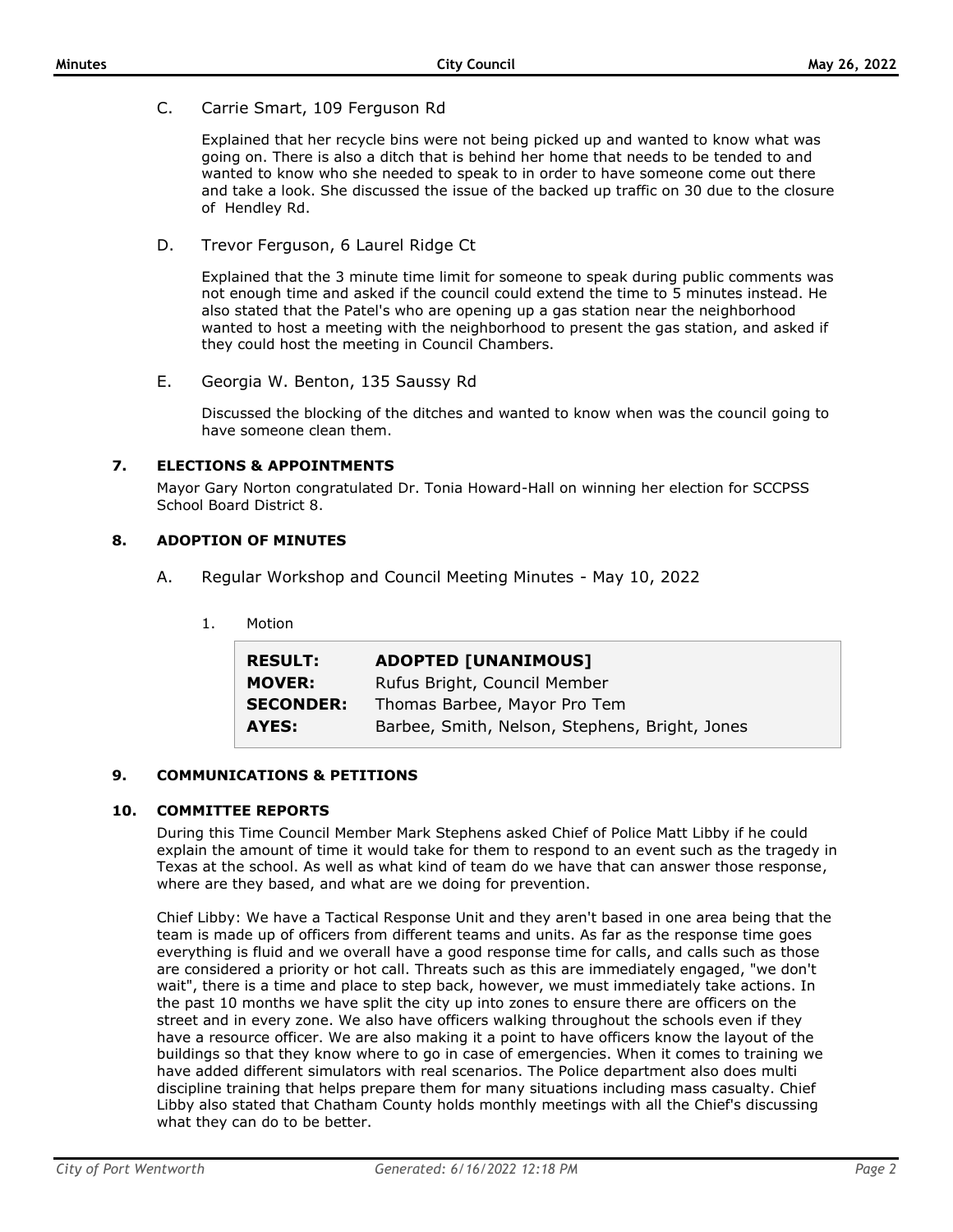C. Carrie Smart, 109 Ferguson Rd

Explained that her recycle bins were not being picked up and wanted to know what was going on. There is also a ditch that is behind her home that needs to be tended to and wanted to know who she needed to speak to in order to have someone come out there and take a look. She discussed the issue of the backed up traffic on 30 due to the closure of Hendley Rd.

D. Trevor Ferguson, 6 Laurel Ridge Ct

Explained that the 3 minute time limit for someone to speak during public comments was not enough time and asked if the council could extend the time to 5 minutes instead. He also stated that the Patel's who are opening up a gas station near the neighborhood wanted to host a meeting with the neighborhood to present the gas station, and asked if they could host the meeting in Council Chambers.

E. Georgia W. Benton, 135 Saussy Rd

Discussed the blocking of the ditches and wanted to know when was the council going to have someone clean them.

## 7. ELECTIONS & APPOINTMENTS

Mayor Gary Norton congratulated Dr. Tonia Howard-Hall on winning her election for SCCPSS School Board District 8.

## 8. ADOPTION OF MINUTES

A. Regular Workshop and Council Meeting Minutes - May 10, 2022

1. Motion

| | |
|---|---|
| **RESULT:** | **ADOPTED [UNANIMOUS]** |
| **MOVER:** | Rufus Bright, Council Member |
| **SECONDER:** | Thomas Barbee, Mayor Pro Tem |
| **AYES:** | Barbee, Smith, Nelson, Stephens, Bright, Jones |

## 9. COMMUNICATIONS & PETITIONS

## 10. COMMITTEE REPORTS

During this Time Council Member Mark Stephens asked Chief of Police Matt Libby if he could explain the amount of time it would take for them to respond to an event such as the tragedy in Texas at the school. As well as what kind of team do we have that can answer those response, where are they based, and what are we doing for prevention.

Chief Libby: We have a Tactical Response Unit and they aren't based in one area being that the team is made up of officers from different teams and units. As far as the response time goes everything is fluid and we overall have a good response time for calls, and calls such as those are considered a priority or hot call. Threats such as this are immediately engaged, "we don't wait", there is a time and place to step back, however, we must immediately take actions. In the past 10 months we have split the city up into zones to ensure there are officers on the street and in every zone. We also have officers walking throughout the schools even if they have a resource officer. We are also making it a point to have officers know the layout of the buildings so that they know where to go in case of emergencies. When it comes to training we have added different simulators with real scenarios. The Police department also does multi discipline training that helps prepare them for many situations including mass casualty. Chief Libby also stated that Chatham County holds monthly meetings with all the Chief's discussing what they can do to be better.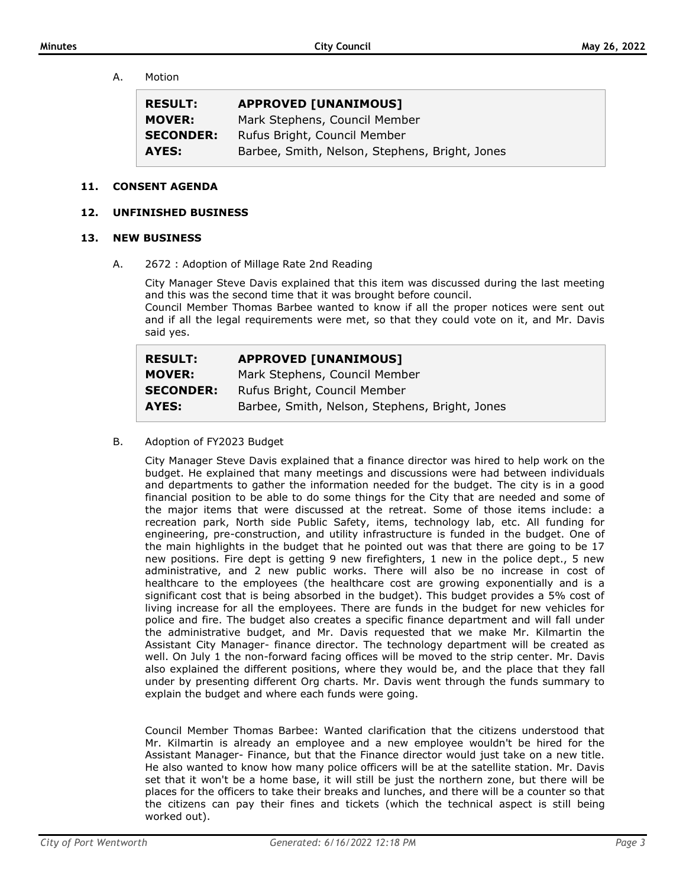A. Motion

| | |
|---|---|
| **RESULT:** | **APPROVED [UNANIMOUS]** |
| **MOVER:** | Mark Stephens, Council Member |
| **SECONDER:** | Rufus Bright, Council Member |
| **AYES:** | Barbee, Smith, Nelson, Stephens, Bright, Jones |

## 11. CONSENT AGENDA

## 12. UNFINISHED BUSINESS

## 13. NEW BUSINESS

A. 2672 : Adoption of Millage Rate 2nd Reading

City Manager Steve Davis explained that this item was discussed during the last meeting and this was the second time that it was brought before council.
Council Member Thomas Barbee wanted to know if all the proper notices were sent out and if all the legal requirements were met, so that they could vote on it, and Mr. Davis said yes.

| | |
|---|---|
| **RESULT:** | **APPROVED [UNANIMOUS]** |
| **MOVER:** | Mark Stephens, Council Member |
| **SECONDER:** | Rufus Bright, Council Member |
| **AYES:** | Barbee, Smith, Nelson, Stephens, Bright, Jones |

B. Adoption of FY2023 Budget

City Manager Steve Davis explained that a finance director was hired to help work on the budget. He explained that many meetings and discussions were had between individuals and departments to gather the information needed for the budget. The city is in a good financial position to be able to do some things for the City that are needed and some of the major items that were discussed at the retreat. Some of those items include: a recreation park, North side Public Safety, items, technology lab, etc. All funding for engineering, pre-construction, and utility infrastructure is funded in the budget. One of the main highlights in the budget that he pointed out was that there are going to be 17 new positions. Fire dept is getting 9 new firefighters, 1 new in the police dept., 5 new administrative, and 2 new public works. There will also be no increase in cost of healthcare to the employees (the healthcare cost are growing exponentially and is a significant cost that is being absorbed in the budget). This budget provides a 5% cost of living increase for all the employees. There are funds in the budget for new vehicles for police and fire. The budget also creates a specific finance department and will fall under the administrative budget, and Mr. Davis requested that we make Mr. Kilmartin the Assistant City Manager- finance director. The technology department will be created as well. On July 1 the non-forward facing offices will be moved to the strip center. Mr. Davis also explained the different positions, where they would be, and the place that they fall under by presenting different Org charts. Mr. Davis went through the funds summary to explain the budget and where each funds were going.

Council Member Thomas Barbee: Wanted clarification that the citizens understood that Mr. Kilmartin is already an employee and a new employee wouldn't be hired for the Assistant Manager- Finance, but that the Finance director would just take on a new title. He also wanted to know how many police officers will be at the satellite station. Mr. Davis set that it won't be a home base, it will still be just the northern zone, but there will be places for the officers to take their breaks and lunches, and there will be a counter so that the citizens can pay their fines and tickets (which the technical aspect is still being worked out).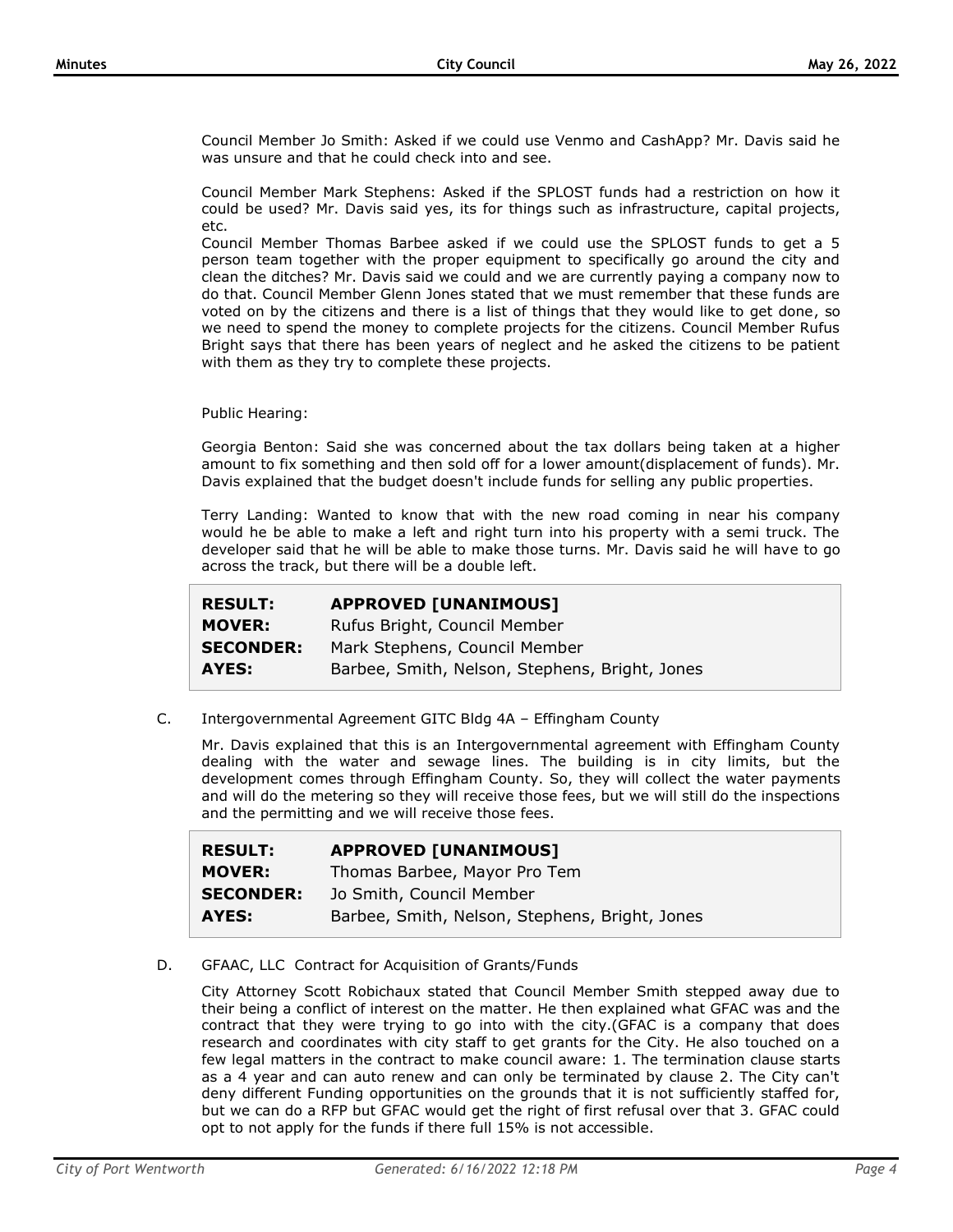Council Member Jo Smith: Asked if we could use Venmo and CashApp? Mr. Davis said he was unsure and that he could check into and see.

Council Member Mark Stephens: Asked if the SPLOST funds had a restriction on how it could be used? Mr. Davis said yes, its for things such as infrastructure, capital projects, etc.

Council Member Thomas Barbee asked if we could use the SPLOST funds to get a 5 person team together with the proper equipment to specifically go around the city and clean the ditches? Mr. Davis said we could and we are currently paying a company now to do that. Council Member Glenn Jones stated that we must remember that these funds are voted on by the citizens and there is a list of things that they would like to get done, so we need to spend the money to complete projects for the citizens. Council Member Rufus Bright says that there has been years of neglect and he asked the citizens to be patient with them as they try to complete these projects.

Public Hearing:

Georgia Benton: Said she was concerned about the tax dollars being taken at a higher amount to fix something and then sold off for a lower amount(displacement of funds). Mr. Davis explained that the budget doesn't include funds for selling any public properties.

Terry Landing: Wanted to know that with the new road coming in near his company would he be able to make a left and right turn into his property with a semi truck. The developer said that he will be able to make those turns. Mr. Davis said he will have to go across the track, but there will be a double left.

| | |
|---|---|
| **RESULT:** | **APPROVED [UNANIMOUS]** |
| **MOVER:** | Rufus Bright, Council Member |
| **SECONDER:** | Mark Stephens, Council Member |
| **AYES:** | Barbee, Smith, Nelson, Stephens, Bright, Jones |

C. Intergovernmental Agreement GITC Bldg 4A – Effingham County

Mr. Davis explained that this is an Intergovernmental agreement with Effingham County dealing with the water and sewage lines. The building is in city limits, but the development comes through Effingham County. So, they will collect the water payments and will do the metering so they will receive those fees, but we will still do the inspections and the permitting and we will receive those fees.

| | |
|---|---|
| **RESULT:** | **APPROVED [UNANIMOUS]** |
| **MOVER:** | Thomas Barbee, Mayor Pro Tem |
| **SECONDER:** | Jo Smith, Council Member |
| **AYES:** | Barbee, Smith, Nelson, Stephens, Bright, Jones |

D. GFAAC, LLC Contract for Acquisition of Grants/Funds

City Attorney Scott Robichaux stated that Council Member Smith stepped away due to their being a conflict of interest on the matter. He then explained what GFAC was and the contract that they were trying to go into with the city.(GFAC is a company that does research and coordinates with city staff to get grants for the City. He also touched on a few legal matters in the contract to make council aware: 1. The termination clause starts as a 4 year and can auto renew and can only be terminated by clause 2. The City can't deny different Funding opportunities on the grounds that it is not sufficiently staffed for, but we can do a RFP but GFAC would get the right of first refusal over that 3. GFAC could opt to not apply for the funds if there full 15% is not accessible.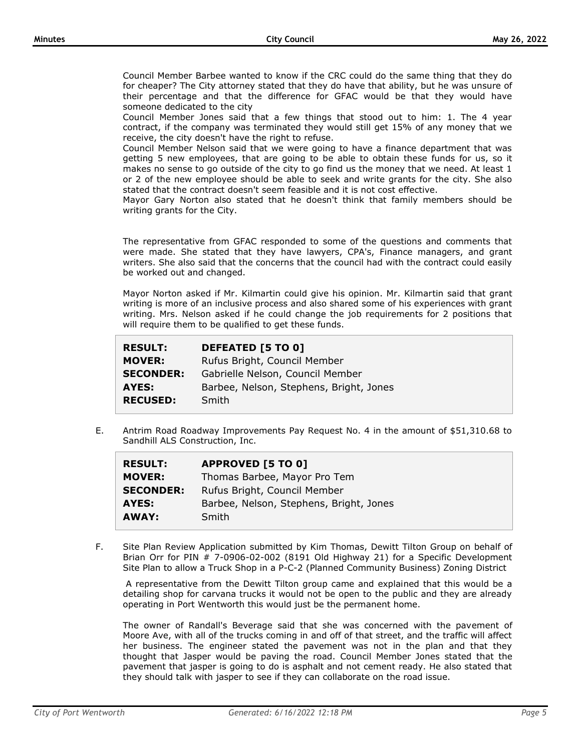Council Member Barbee wanted to know if the CRC could do the same thing that they do for cheaper? The City attorney stated that they do have that ability, but he was unsure of their percentage and that the difference for GFAC would be that they would have someone dedicated to the city

Council Member Jones said that a few things that stood out to him: 1. The 4 year contract, if the company was terminated they would still get 15% of any money that we receive, the city doesn't have the right to refuse.

Council Member Nelson said that we were going to have a finance department that was getting 5 new employees, that are going to be able to obtain these funds for us, so it makes no sense to go outside of the city to go find us the money that we need. At least 1 or 2 of the new employee should be able to seek and write grants for the city. She also stated that the contract doesn't seem feasible and it is not cost effective.

Mayor Gary Norton also stated that he doesn't think that family members should be writing grants for the City.

The representative from GFAC responded to some of the questions and comments that were made. She stated that they have lawyers, CPA's, Finance managers, and grant writers. She also said that the concerns that the council had with the contract could easily be worked out and changed.

Mayor Norton asked if Mr. Kilmartin could give his opinion. Mr. Kilmartin said that grant writing is more of an inclusive process and also shared some of his experiences with grant writing. Mrs. Nelson asked if he could change the job requirements for 2 positions that will require them to be qualified to get these funds.

| | |
|---|---|
| **RESULT:** | **DEFEATED [5 TO 0]** |
| **MOVER:** | Rufus Bright, Council Member |
| **SECONDER:** | Gabrielle Nelson, Council Member |
| **AYES:** | Barbee, Nelson, Stephens, Bright, Jones |
| **RECUSED:** | Smith |

E. Antrim Road Roadway Improvements Pay Request No. 4 in the amount of $51,310.68 to Sandhill ALS Construction, Inc.

| | |
|---|---|
| **RESULT:** | **APPROVED [5 TO 0]** |
| **MOVER:** | Thomas Barbee, Mayor Pro Tem |
| **SECONDER:** | Rufus Bright, Council Member |
| **AYES:** | Barbee, Nelson, Stephens, Bright, Jones |
| **AWAY:** | Smith |

F. Site Plan Review Application submitted by Kim Thomas, Dewitt Tilton Group on behalf of Brian Orr for PIN # 7-0906-02-002 (8191 Old Highway 21) for a Specific Development Site Plan to allow a Truck Shop in a P-C-2 (Planned Community Business) Zoning District

A representative from the Dewitt Tilton group came and explained that this would be a detailing shop for carvana trucks it would not be open to the public and they are already operating in Port Wentworth this would just be the permanent home.

The owner of Randall's Beverage said that she was concerned with the pavement of Moore Ave, with all of the trucks coming in and off of that street, and the traffic will affect her business. The engineer stated the pavement was not in the plan and that they thought that Jasper would be paving the road. Council Member Jones stated that the pavement that jasper is going to do is asphalt and not cement ready. He also stated that they should talk with jasper to see if they can collaborate on the road issue.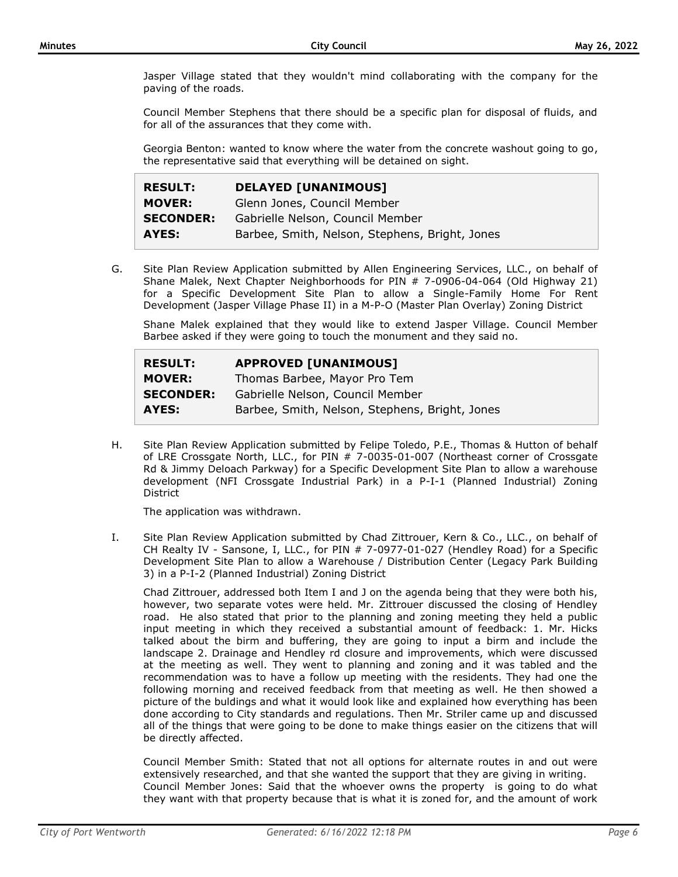Jasper Village stated that they wouldn't mind collaborating with the company for the paving of the roads.

Council Member Stephens that there should be a specific plan for disposal of fluids, and for all of the assurances that they come with.

Georgia Benton: wanted to know where the water from the concrete washout going to go, the representative said that everything will be detained on sight.

| | |
|---|---|
| **RESULT:** | **DELAYED [UNANIMOUS]** |
| **MOVER:** | Glenn Jones, Council Member |
| **SECONDER:** | Gabrielle Nelson, Council Member |
| **AYES:** | Barbee, Smith, Nelson, Stephens, Bright, Jones |

G. Site Plan Review Application submitted by Allen Engineering Services, LLC., on behalf of Shane Malek, Next Chapter Neighborhoods for PIN # 7-0906-04-064 (Old Highway 21) for a Specific Development Site Plan to allow a Single-Family Home For Rent Development (Jasper Village Phase II) in a M-P-O (Master Plan Overlay) Zoning District

Shane Malek explained that they would like to extend Jasper Village. Council Member Barbee asked if they were going to touch the monument and they said no.

| | |
|---|---|
| **RESULT:** | **APPROVED [UNANIMOUS]** |
| **MOVER:** | Thomas Barbee, Mayor Pro Tem |
| **SECONDER:** | Gabrielle Nelson, Council Member |
| **AYES:** | Barbee, Smith, Nelson, Stephens, Bright, Jones |

H. Site Plan Review Application submitted by Felipe Toledo, P.E., Thomas & Hutton of behalf of LRE Crossgate North, LLC., for PIN # 7-0035-01-007 (Northeast corner of Crossgate Rd & Jimmy Deloach Parkway) for a Specific Development Site Plan to allow a warehouse development (NFI Crossgate Industrial Park) in a P-I-1 (Planned Industrial) Zoning District

The application was withdrawn.

I. Site Plan Review Application submitted by Chad Zittrouer, Kern & Co., LLC., on behalf of CH Realty IV - Sansone, I, LLC., for PIN # 7-0977-01-027 (Hendley Road) for a Specific Development Site Plan to allow a Warehouse / Distribution Center (Legacy Park Building 3) in a P-I-2 (Planned Industrial) Zoning District

Chad Zittrouer, addressed both Item I and J on the agenda being that they were both his, however, two separate votes were held. Mr. Zittrouer discussed the closing of Hendley road. He also stated that prior to the planning and zoning meeting they held a public input meeting in which they received a substantial amount of feedback: 1. Mr. Hicks talked about the birm and buffering, they are going to input a birm and include the landscape 2. Drainage and Hendley rd closure and improvements, which were discussed at the meeting as well. They went to planning and zoning and it was tabled and the recommendation was to have a follow up meeting with the residents. They had one the following morning and received feedback from that meeting as well. He then showed a picture of the buldings and what it would look like and explained how everything has been done according to City standards and regulations. Then Mr. Striler came up and discussed all of the things that were going to be done to make things easier on the citizens that will be directly affected.

Council Member Smith: Stated that not all options for alternate routes in and out were extensively researched, and that she wanted the support that they are giving in writing.
Council Member Jones: Said that the whoever owns the property is going to do what they want with that property because that is what it is zoned for, and the amount of work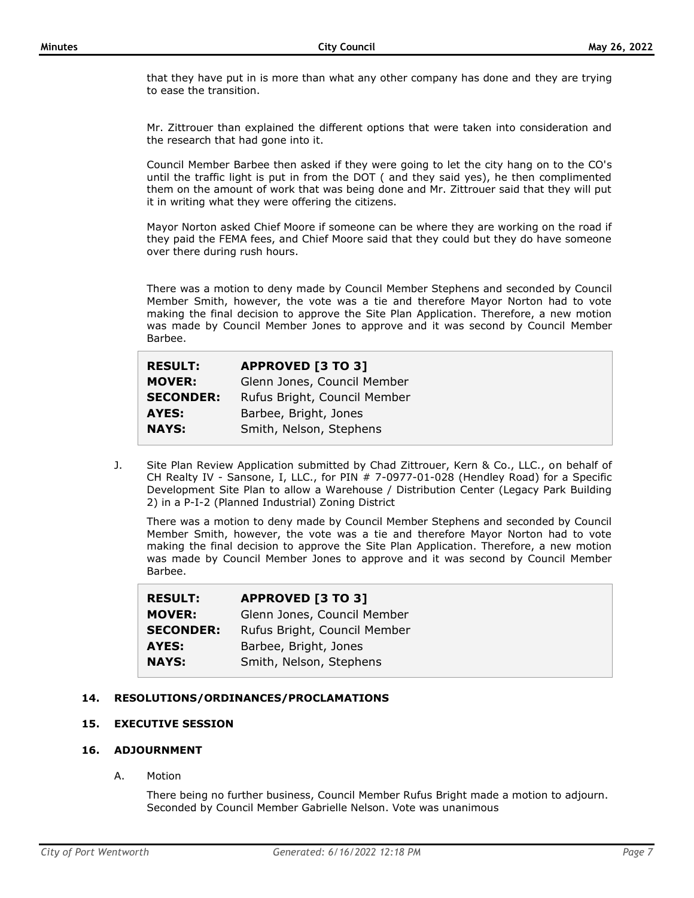that they have put in is more than what any other company has done and they are trying to ease the transition.

Mr. Zittrouer than explained the different options that were taken into consideration and the research that had gone into it.

Council Member Barbee then asked if they were going to let the city hang on to the CO's until the traffic light is put in from the DOT ( and they said yes), he then complimented them on the amount of work that was being done and Mr. Zittrouer said that they will put it in writing what they were offering the citizens.

Mayor Norton asked Chief Moore if someone can be where they are working on the road if they paid the FEMA fees, and Chief Moore said that they could but they do have someone over there during rush hours.

There was a motion to deny made by Council Member Stephens and seconded by Council Member Smith, however, the vote was a tie and therefore Mayor Norton had to vote making the final decision to approve the Site Plan Application. Therefore, a new motion was made by Council Member Jones to approve and it was second by Council Member Barbee.

| | |
|---|---|
| **RESULT:** | **APPROVED [3 TO 3]** |
| **MOVER:** | Glenn Jones, Council Member |
| **SECONDER:** | Rufus Bright, Council Member |
| **AYES:** | Barbee, Bright, Jones |
| **NAYS:** | Smith, Nelson, Stephens |

J. Site Plan Review Application submitted by Chad Zittrouer, Kern & Co., LLC., on behalf of CH Realty IV - Sansone, I, LLC., for PIN # 7-0977-01-028 (Hendley Road) for a Specific Development Site Plan to allow a Warehouse / Distribution Center (Legacy Park Building 2) in a P-I-2 (Planned Industrial) Zoning District

There was a motion to deny made by Council Member Stephens and seconded by Council Member Smith, however, the vote was a tie and therefore Mayor Norton had to vote making the final decision to approve the Site Plan Application. Therefore, a new motion was made by Council Member Jones to approve and it was second by Council Member Barbee.

| | |
|---|---|
| **RESULT:** | **APPROVED [3 TO 3]** |
| **MOVER:** | Glenn Jones, Council Member |
| **SECONDER:** | Rufus Bright, Council Member |
| **AYES:** | Barbee, Bright, Jones |
| **NAYS:** | Smith, Nelson, Stephens |

## 14. RESOLUTIONS/ORDINANCES/PROCLAMATIONS

## 15. EXECUTIVE SESSION

## 16. ADJOURNMENT

A. Motion

There being no further business, Council Member Rufus Bright made a motion to adjourn. Seconded by Council Member Gabrielle Nelson. Vote was unanimous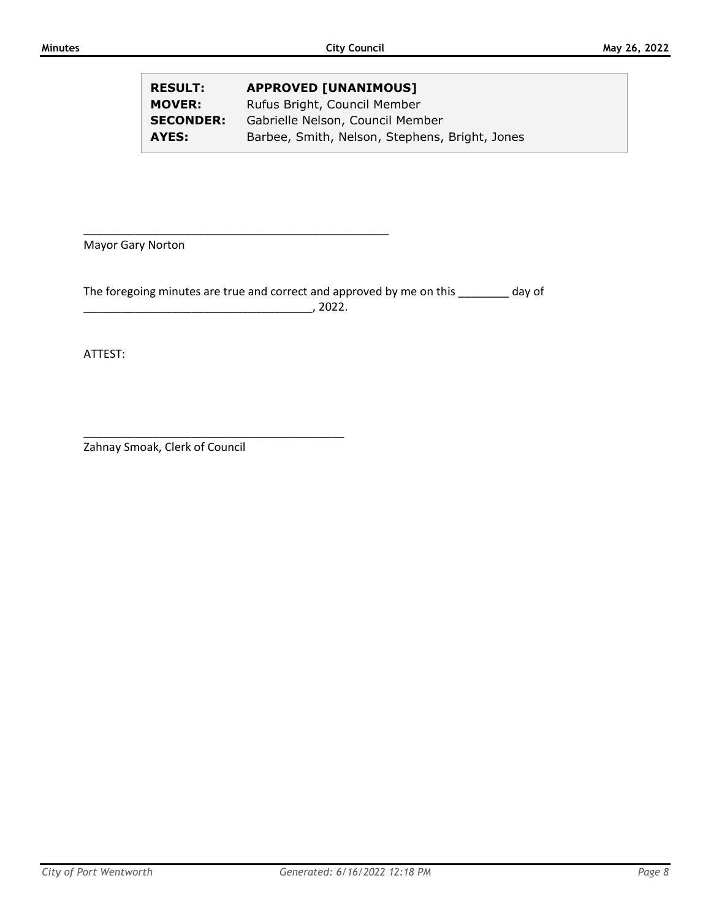| | |
|---|---|
| **RESULT:** | **APPROVED [UNANIMOUS]** |
| **MOVER:** | Rufus Bright, Council Member |
| **SECONDER:** | Gabrielle Nelson, Council Member |
| **AYES:** | Barbee, Smith, Nelson, Stephens, Bright, Jones |

_______________________________________________
Mayor Gary Norton

The foregoing minutes are true and correct and approved by me on this ________ day of ___________________________________, 2022.

ATTEST:

_________________________________________
Zahnay Smoak, Clerk of Council